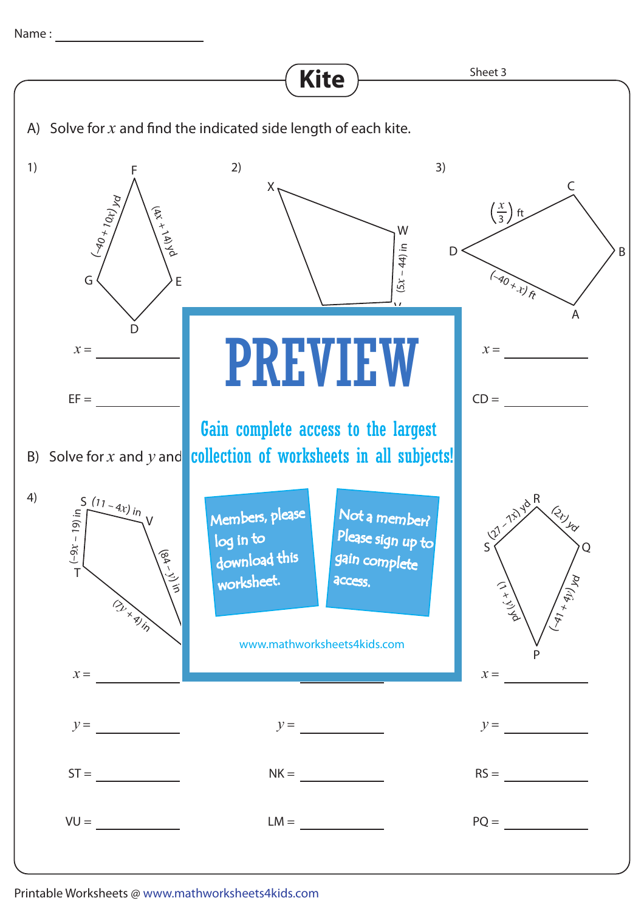Name : ____________________

# Kite

Sheet 3

A) Solve for $x$ and find the indicated side length of each kite.

1)

F, E, D, G

$(-40 + 10x)$ yd

$(4x + 14)$ yd

$x =$ ____________

EF = ____________

2)

X, W, V

$(5x - 44)$ in

3)

C, B, A, D

$\left(\frac{x}{3}\right)$ ft

$(-40 + x)$ ft

$x =$ ____________

CD = ____________

**PREVIEW**

Gain complete access to the largest collection of worksheets in all subjects!

Members, please log in to download this worksheet.

Not a member? Please sign up to gain complete access.

www.mathworksheets4kids.com

B) Solve for $x$ and $y$ and

4)

S, V, T

$(11 - 4x)$ in

$(-9x - 19)$ in

$(84 - y)$ in

$(7y + 4)$ in

$x =$ ____________

$y =$ ____________

ST = ____________

VU = ____________

$y =$ ____________

NK = ____________

LM = ____________

R, Q, P, S

$(27 - 7x)$ yd

$(2x)$ yd

$(-41 + 4y)$ yd

$(1 + y)$ yd

$x =$ ____________

$y =$ ____________

RS = ____________

PQ = ____________

Printable Worksheets @ www.mathworksheets4kids.com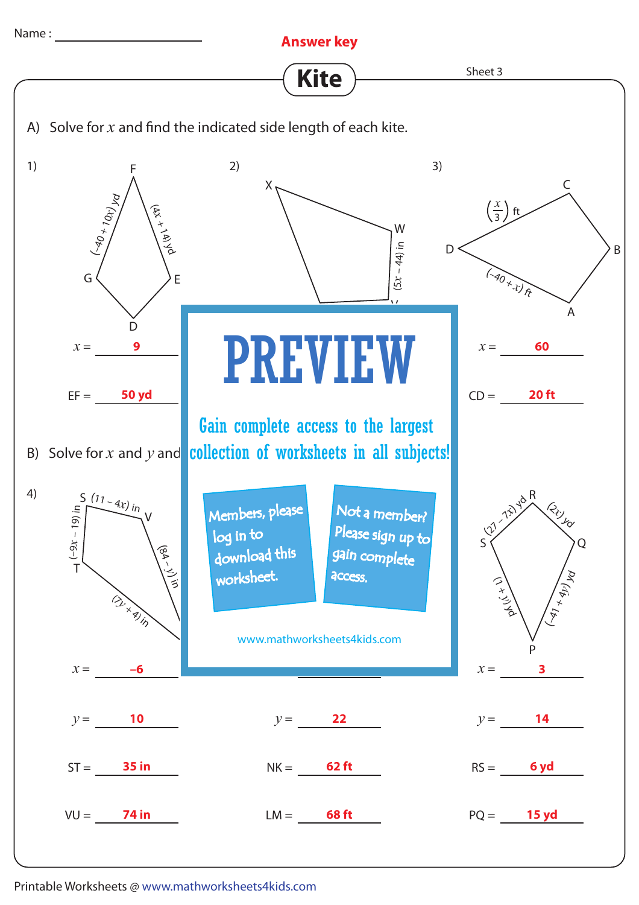Name : ____________________

**Answer key**

# Kite

Sheet 3

A) Solve for $x$ and find the indicated side length of each kite.

1)

F

$(-40 + 10x)$ yd

$(4x + 14)$ yd

G

E

D

$x$ = **9**

EF = **50 yd**

2)

X

W

$(5x - 44)$ in

V

3)

C

$\left(\frac{x}{3}\right)$ ft

D

B

$(-40 + x)$ ft

A

$x$ = **60**

CD = **20 ft**

**PREVIEW**

Gain complete access to the largest collection of worksheets in all subjects!

Members, please log in to download this worksheet.

Not a member? Please sign up to gain complete access.

www.mathworksheets4kids.com

B) Solve for $x$ and $y$ and

4)

S $(11 - 4x)$ in

V

$(-9x - 19)$ in

T

$(84 - y)$ in

$(7y + 4)$ in

R

$(27 - 7x)$ yd

$(2x)$ yd

S

Q

$(1 + y)$ yd

$(-41 + 4y)$ yd

P

$x$ = **–6**

$x$ = **3**

$y$ = **10**

$y$ = **22**

$y$ = **14**

ST = **35 in**

NK = **62 ft**

RS = **6 yd**

VU = **74 in**

LM = **68 ft**

PQ = **15 yd**

Printable Worksheets @ www.mathworksheets4kids.com